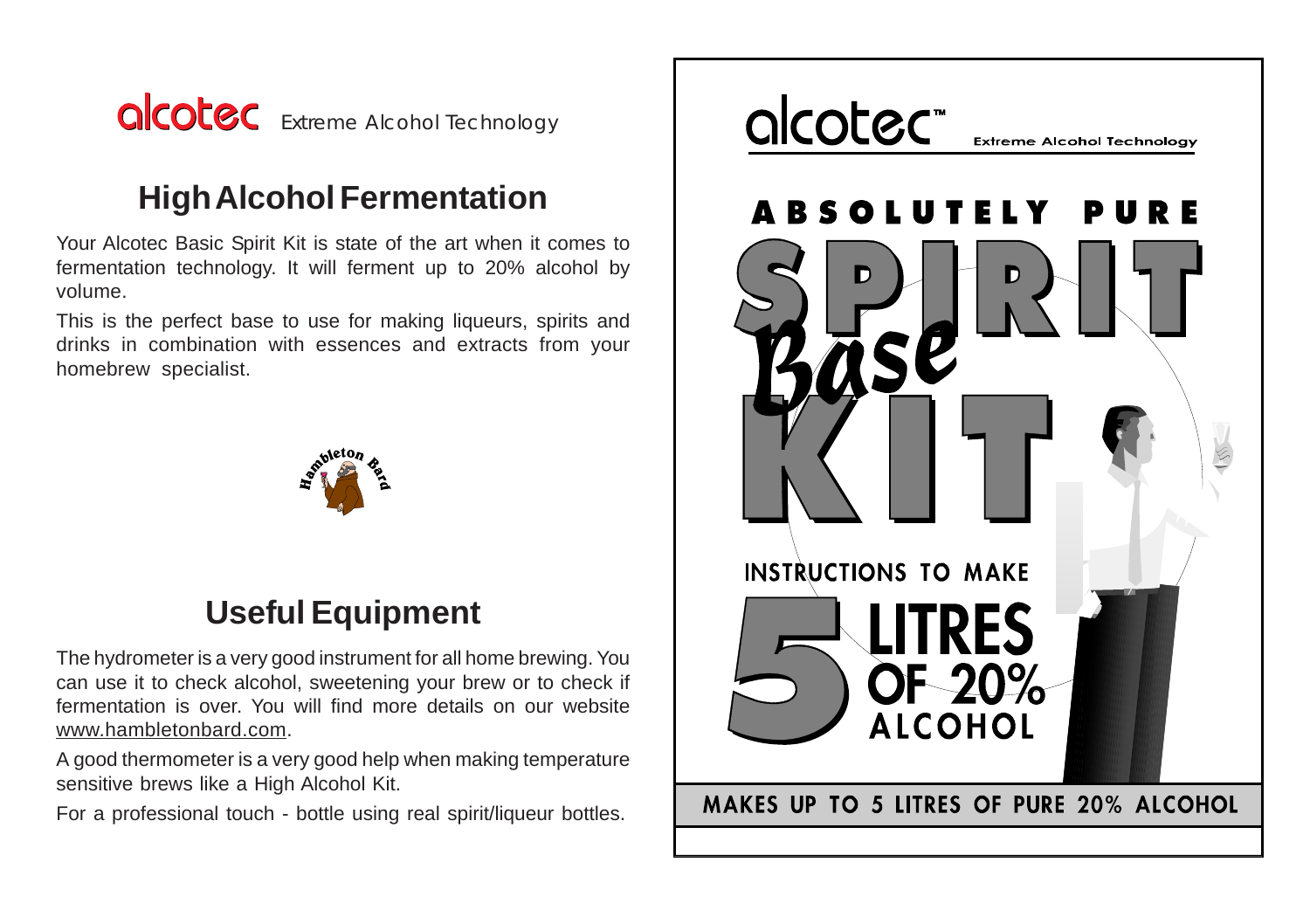alcotec Extreme Alcohol Technology

## High Alcohol Fermentation

Your Alcotec Basic Spirit Kit is state of the art when it comes to fermentation technology. It will ferment up to 20% alcohol by volume.

This is the perfect base to use for making liqueurs, spirits and drinks in combination with essences and extracts from your homebrew specialist.

Hambleton Bard

## Useful Equipment

The hydrometer is a very good instrument for all home brewing. You can use it to check alcohol, sweetening your brew or to check if fermentation is over. You will find more details on our website www.hambletonbard.com.

A good thermometer is a very good help when making temperature sensitive brews like a High Alcohol Kit.

For a professional touch - bottle using real spirit/liqueur bottles.

alcotec™ Extreme Alcohol Technology

# ABSOLUTELY PURE SPIRIT *Base* KIT

INSTRUCTIONS TO MAKE

**5 LITRES OF 20% ALCOHOL**

MAKES UP TO 5 LITRES OF PURE 20% ALCOHOL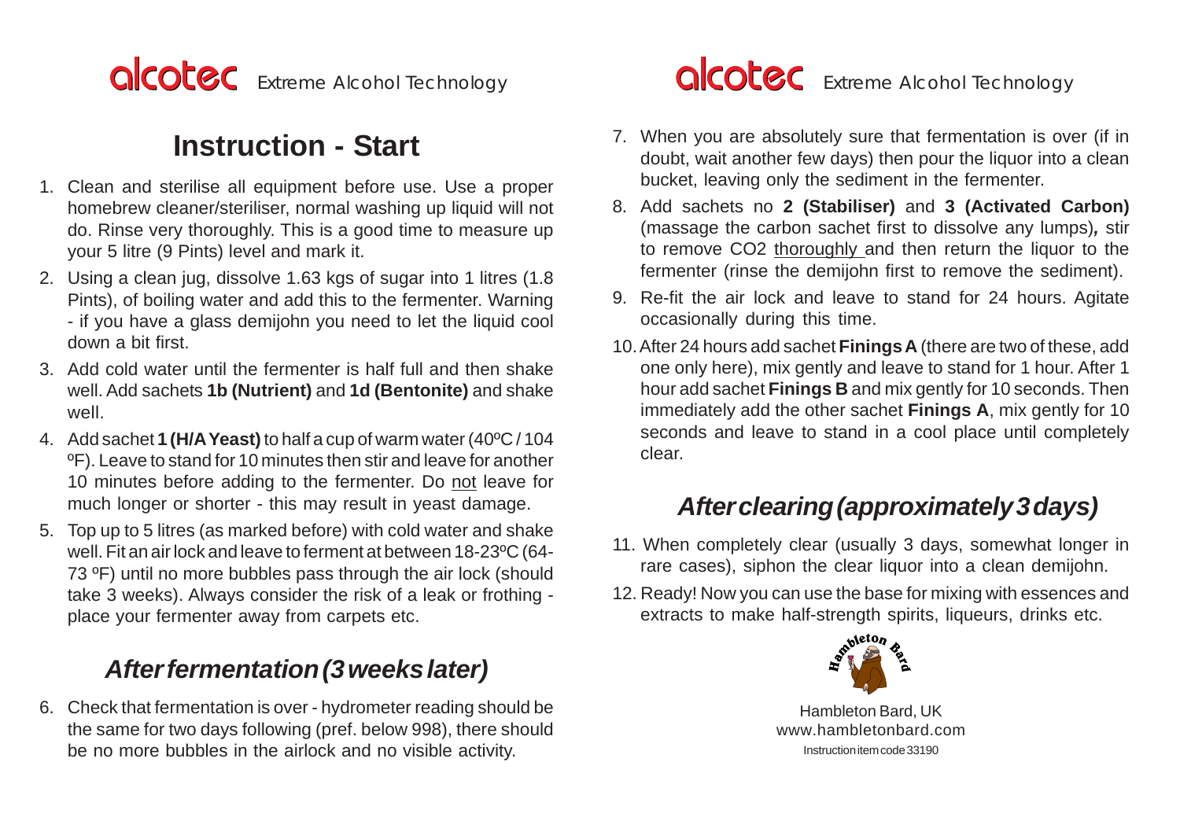alcotec Extreme Alcohol Technology

# Instruction - Start

1. Clean and sterilise all equipment before use. Use a proper homebrew cleaner/steriliser, normal washing up liquid will not do. Rinse very thoroughly. This is a good time to measure up your 5 litre (9 Pints) level and mark it.
2. Using a clean jug, dissolve 1.63 kgs of sugar into 1 litres (1.8 Pints), of boiling water and add this to the fermenter. Warning - if you have a glass demijohn you need to let the liquid cool down a bit first.
3. Add cold water until the fermenter is half full and then shake well. Add sachets **1b (Nutrient)** and **1d (Bentonite)** and shake well.
4. Add sachet **1 (H/A Yeast)** to half a cup of warm water (40ºC / 104 ºF). Leave to stand for 10 minutes then stir and leave for another 10 minutes before adding to the fermenter. Do not leave for much longer or shorter - this may result in yeast damage.
5. Top up to 5 litres (as marked before) with cold water and shake well. Fit an air lock and leave to ferment at between 18-23ºC (64-73 ºF) until no more bubbles pass through the air lock (should take 3 weeks). Always consider the risk of a leak or frothing - place your fermenter away from carpets etc.

## *After fermentation (3 weeks later)*

6. Check that fermentation is over - hydrometer reading should be the same for two days following (pref. below 998), there should be no more bubbles in the airlock and no visible activity.
7. When you are absolutely sure that fermentation is over (if in doubt, wait another few days) then pour the liquor into a clean bucket, leaving only the sediment in the fermenter.
8. Add sachets no **2 (Stabiliser)** and **3 (Activated Carbon)** (massage the carbon sachet first to dissolve any lumps), stir to remove CO2 thoroughly and then return the liquor to the fermenter (rinse the demijohn first to remove the sediment).
9. Re-fit the air lock and leave to stand for 24 hours. Agitate occasionally during this time.
10. After 24 hours add sachet **Finings A** (there are two of these, add one only here), mix gently and leave to stand for 1 hour. After 1 hour add sachet **Finings B** and mix gently for 10 seconds. Then immediately add the other sachet **Finings A**, mix gently for 10 seconds and leave to stand in a cool place until completely clear.

## *After clearing (approximately 3 days)*

11. When completely clear (usually 3 days, somewhat longer in rare cases), siphon the clear liquor into a clean demijohn.
12. Ready! Now you can use the base for mixing with essences and extracts to make half-strength spirits, liqueurs, drinks etc.

Hambleton Bard

Hambleton Bard, UK
www.hambletonbard.com
Instruction item code 33190